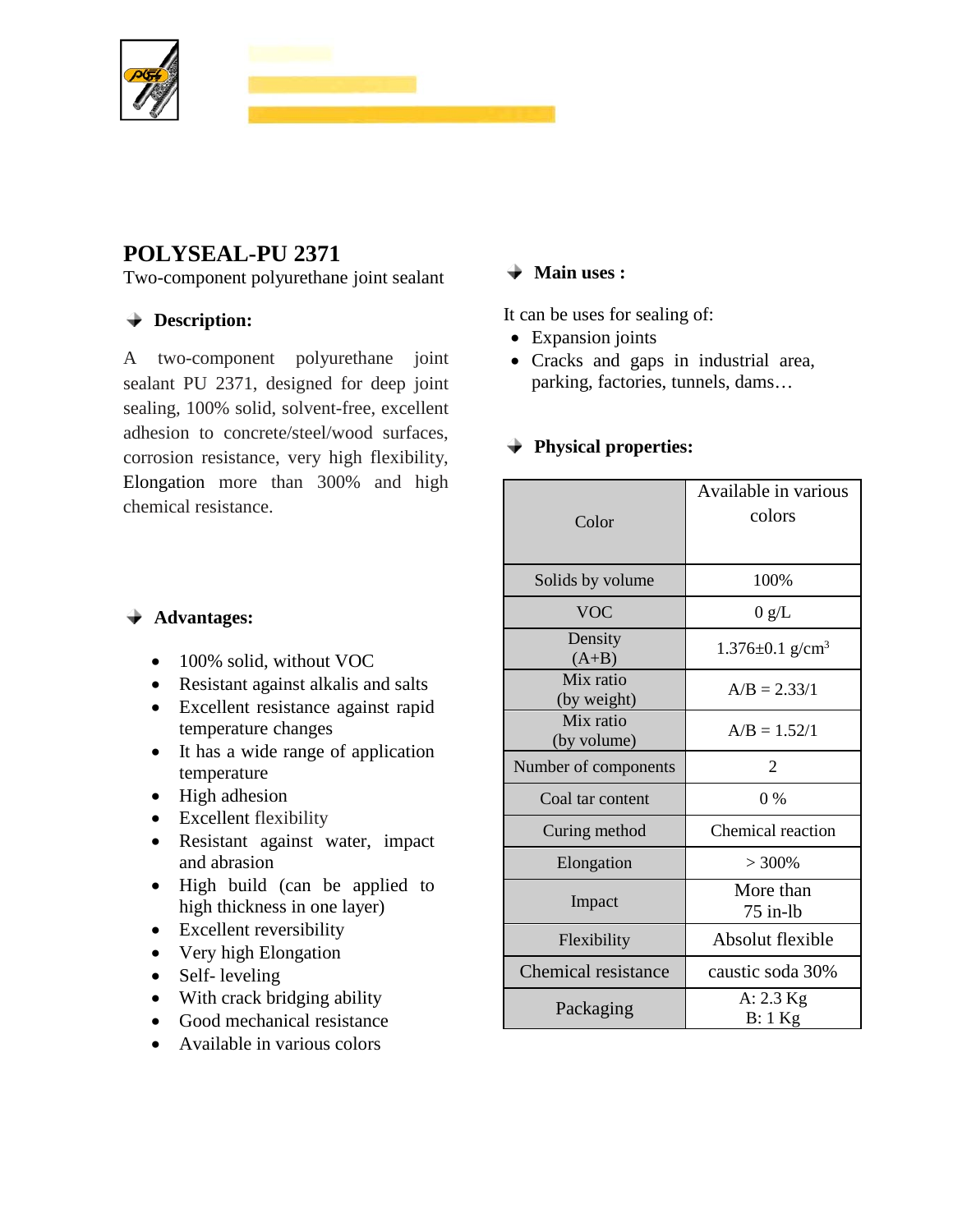# POLYSEAL-PU 2371

Two-component polyurethane joint sealant

## Description:

A two-component polyurethane joint sealant PU 2371, designed for deep joint sealing, 100% solid, solvent-free, excellent adhesion to concrete/steel/wood surfaces, corrosion resistance, very high flexibility, Elongation more than 300% and high chemical resistance.

## Advantages:

- 100% solid, without VOC
- Resistant against alkalis and salts
- Excellent resistance against rapid temperature changes
- It has a wide range of application temperature
- High adhesion
- Excellent flexibility
- Resistant against water, impact and abrasion
- High build (can be applied to high thickness in one layer)
- Excellent reversibility
- Very high Elongation
- Self- leveling
- With crack bridging ability
- Good mechanical resistance
- Available in various colors

## Main uses :

It can be uses for sealing of:

- Expansion joints
- Cracks and gaps in industrial area, parking, factories, tunnels, dams…

## Physical properties:

| Property | Value |
|---|---|
| Color | Available in various colors |
| Solids by volume | 100% |
| VOC | 0 g/L |
| Density (A+B) | 1.376±0.1 g/cm$^3$ |
| Mix ratio (by weight) | A/B = 2.33/1 |
| Mix ratio (by volume) | A/B = 1.52/1 |
| Number of components | 2 |
| Coal tar content | 0 % |
| Curing method | Chemical reaction |
| Elongation | > 300% |
| Impact | More than 75 in-lb |
| Flexibility | Absolut flexible |
| Chemical resistance | caustic soda 30% |
| Packaging | A: 2.3 Kg<br>B: 1 Kg |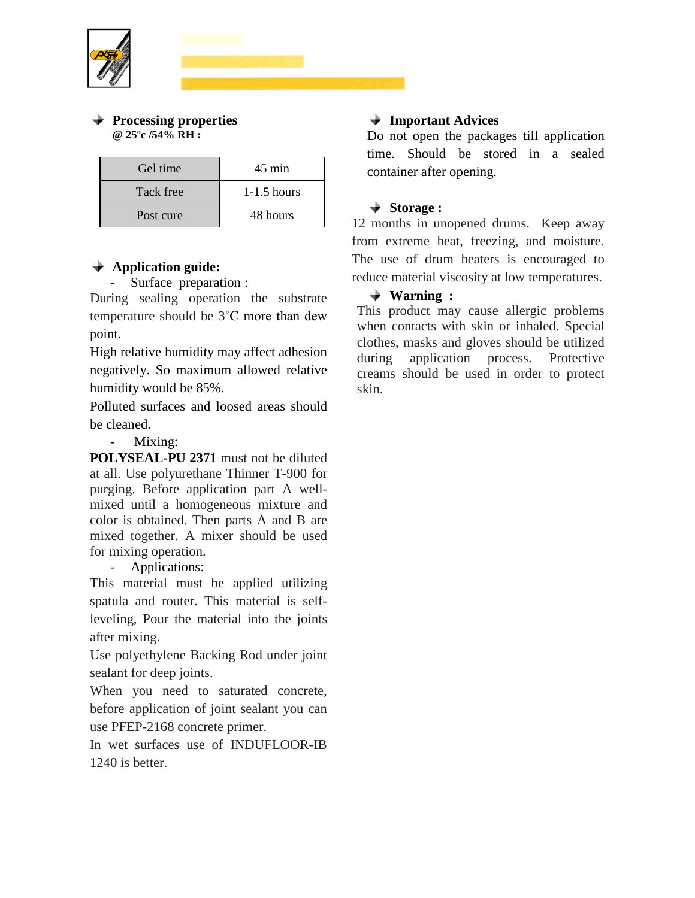## Processing properties

**@ 25ºc /54% RH :**

| | |
|---|---|
| Gel time | 45 min |
| Tack free | 1-1.5 hours |
| Post cure | 48 hours |

## Application guide:

- Surface preparation :

During sealing operation the substrate temperature should be 3˚C more than dew point.

High relative humidity may affect adhesion negatively. So maximum allowed relative humidity would be 85%.

Polluted surfaces and loosed areas should be cleaned.

- Mixing:

**POLYSEAL-PU 2371** must not be diluted at all. Use polyurethane Thinner T-900 for purging. Before application part A well-mixed until a homogeneous mixture and color is obtained. Then parts A and B are mixed together. A mixer should be used for mixing operation.

- Applications:

This material must be applied utilizing spatula and router. This material is self-leveling, Pour the material into the joints after mixing.

Use polyethylene Backing Rod under joint sealant for deep joints.

When you need to saturated concrete, before application of joint sealant you can use PFEP-2168 concrete primer.

In wet surfaces use of INDUFLOOR-IB 1240 is better.

## Important Advices

Do not open the packages till application time. Should be stored in a sealed container after opening.

## Storage :

12 months in unopened drums. Keep away from extreme heat, freezing, and moisture. The use of drum heaters is encouraged to reduce material viscosity at low temperatures.

## Warning :

This product may cause allergic problems when contacts with skin or inhaled. Special clothes, masks and gloves should be utilized during application process. Protective creams should be used in order to protect skin.